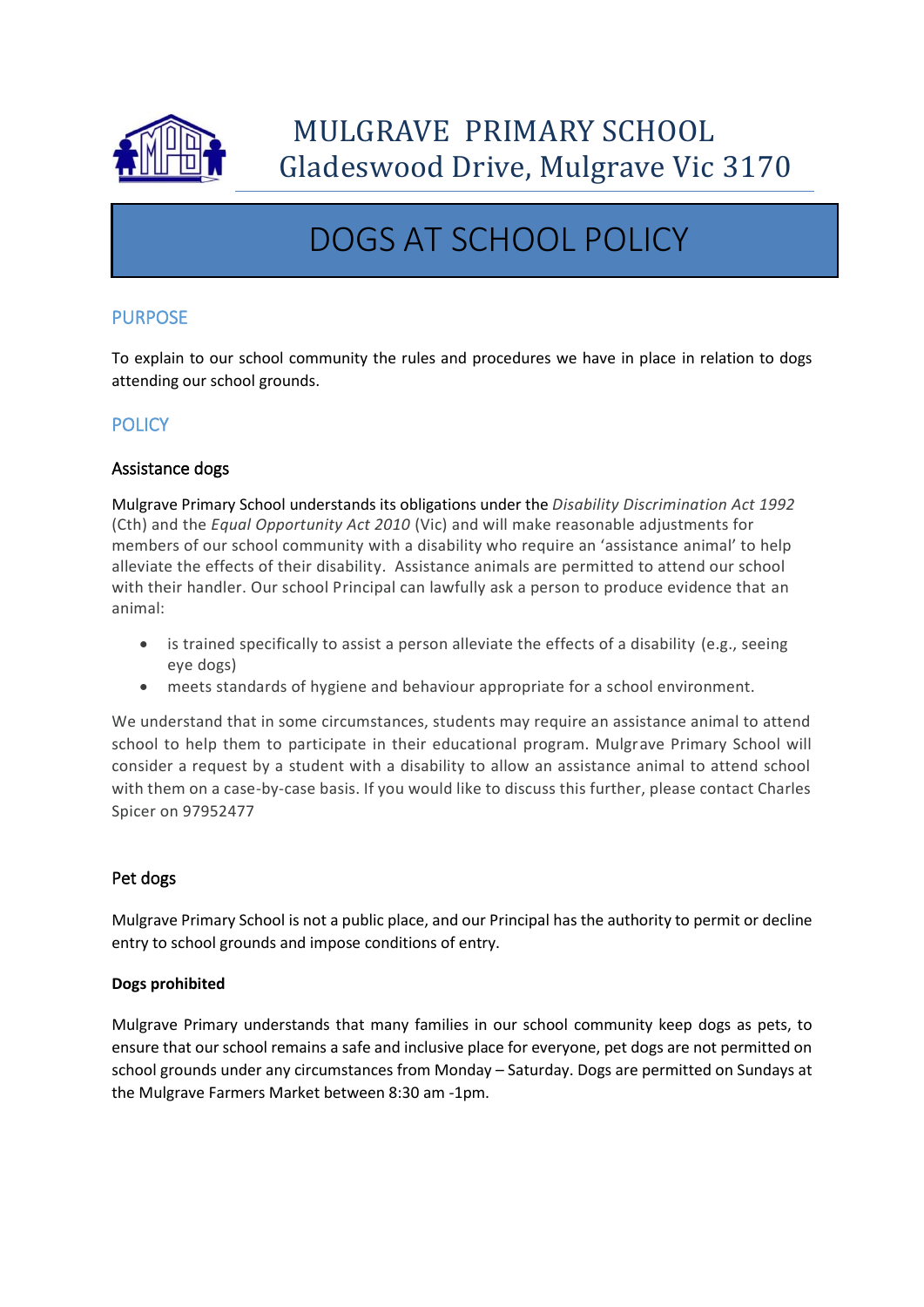# MULGRAVE PRIMARY SCHOOL
Gladeswood Drive, Mulgrave Vic 3170

# DOGS AT SCHOOL POLICY

## PURPOSE

To explain to our school community the rules and procedures we have in place in relation to dogs attending our school grounds.

## POLICY

### Assistance dogs

Mulgrave Primary School understands its obligations under the *Disability Discrimination Act 1992* (Cth) and the *Equal Opportunity Act 2010* (Vic) and will make reasonable adjustments for members of our school community with a disability who require an 'assistance animal' to help alleviate the effects of their disability. Assistance animals are permitted to attend our school with their handler. Our school Principal can lawfully ask a person to produce evidence that an animal:

- is trained specifically to assist a person alleviate the effects of a disability (e.g., seeing eye dogs)
- meets standards of hygiene and behaviour appropriate for a school environment.

We understand that in some circumstances, students may require an assistance animal to attend school to help them to participate in their educational program. Mulgrave Primary School will consider a request by a student with a disability to allow an assistance animal to attend school with them on a case-by-case basis. If you would like to discuss this further, please contact Charles Spicer on 97952477

### Pet dogs

Mulgrave Primary School is not a public place, and our Principal has the authority to permit or decline entry to school grounds and impose conditions of entry.

**Dogs prohibited**

Mulgrave Primary understands that many families in our school community keep dogs as pets, to ensure that our school remains a safe and inclusive place for everyone, pet dogs are not permitted on school grounds under any circumstances from Monday – Saturday. Dogs are permitted on Sundays at the Mulgrave Farmers Market between 8:30 am -1pm.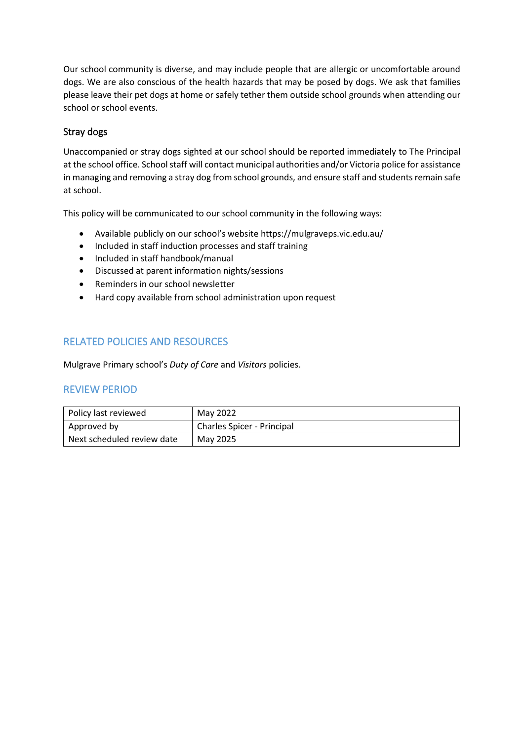Our school community is diverse, and may include people that are allergic or uncomfortable around dogs. We are also conscious of the health hazards that may be posed by dogs. We ask that families please leave their pet dogs at home or safely tether them outside school grounds when attending our school or school events.

### Stray dogs

Unaccompanied or stray dogs sighted at our school should be reported immediately to The Principal at the school office. School staff will contact municipal authorities and/or Victoria police for assistance in managing and removing a stray dog from school grounds, and ensure staff and students remain safe at school.

This policy will be communicated to our school community in the following ways:

- Available publicly on our school's website https://mulgraveps.vic.edu.au/
- Included in staff induction processes and staff training
- Included in staff handbook/manual
- Discussed at parent information nights/sessions
- Reminders in our school newsletter
- Hard copy available from school administration upon request

## RELATED POLICIES AND RESOURCES

Mulgrave Primary school's *Duty of Care* and *Visitors* policies.

## REVIEW PERIOD

| | |
|---|---|
| Policy last reviewed | May 2022 |
| Approved by | Charles Spicer - Principal |
| Next scheduled review date | May 2025 |